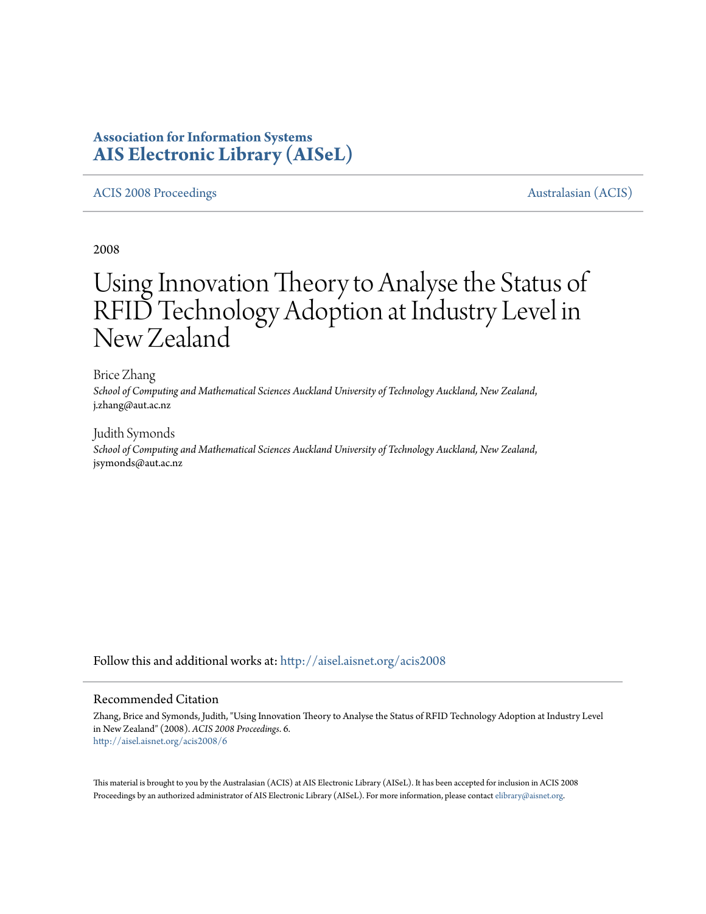**Association for Information Systems**
**AIS Electronic Library (AISeL)**

ACIS 2008 Proceedings — Australasian (ACIS)

2008

# Using Innovation Theory to Analyse the Status of RFID Technology Adoption at Industry Level in New Zealand

Brice Zhang
*School of Computing and Mathematical Sciences Auckland University of Technology Auckland, New Zealand*, j.zhang@aut.ac.nz

Judith Symonds
*School of Computing and Mathematical Sciences Auckland University of Technology Auckland, New Zealand*, jsymonds@aut.ac.nz

Follow this and additional works at: http://aisel.aisnet.org/acis2008

## Recommended Citation

Zhang, Brice and Symonds, Judith, "Using Innovation Theory to Analyse the Status of RFID Technology Adoption at Industry Level in New Zealand" (2008). *ACIS 2008 Proceedings*. 6.
http://aisel.aisnet.org/acis2008/6

This material is brought to you by the Australasian (ACIS) at AIS Electronic Library (AISeL). It has been accepted for inclusion in ACIS 2008 Proceedings by an authorized administrator of AIS Electronic Library (AISeL). For more information, please contact elibrary@aisnet.org.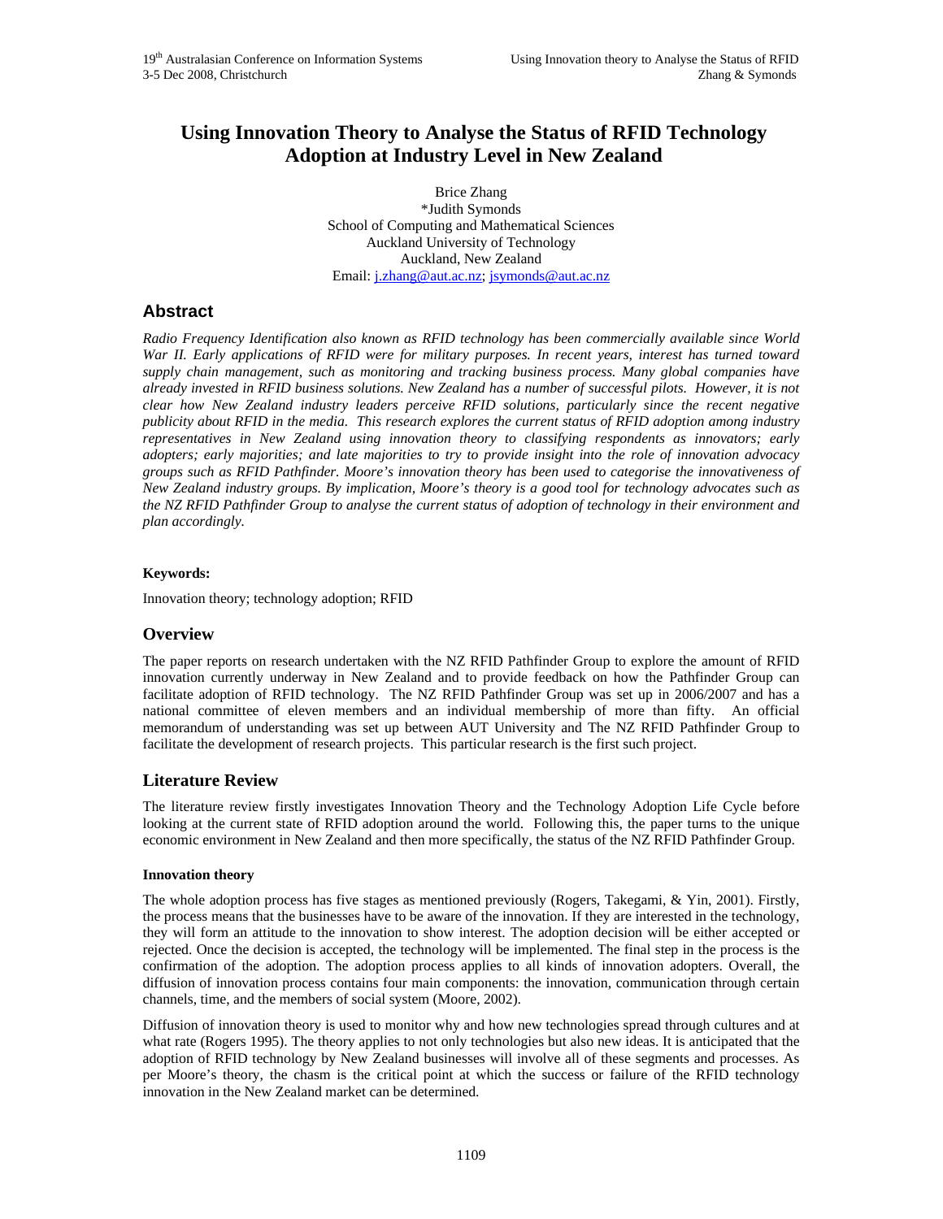# Using Innovation Theory to Analyse the Status of RFID Technology Adoption at Industry Level in New Zealand

Brice Zhang
*Judith Symonds
School of Computing and Mathematical Sciences
Auckland University of Technology
Auckland, New Zealand
Email: j.zhang@aut.ac.nz; jsymonds@aut.ac.nz

## Abstract

*Radio Frequency Identification also known as RFID technology has been commercially available since World War II. Early applications of RFID were for military purposes. In recent years, interest has turned toward supply chain management, such as monitoring and tracking business process. Many global companies have already invested in RFID business solutions. New Zealand has a number of successful pilots. However, it is not clear how New Zealand industry leaders perceive RFID solutions, particularly since the recent negative publicity about RFID in the media. This research explores the current status of RFID adoption among industry representatives in New Zealand using innovation theory to classifying respondents as innovators; early adopters; early majorities; and late majorities to try to provide insight into the role of innovation advocacy groups such as RFID Pathfinder. Moore's innovation theory has been used to categorise the innovativeness of New Zealand industry groups. By implication, Moore's theory is a good tool for technology advocates such as the NZ RFID Pathfinder Group to analyse the current status of adoption of technology in their environment and plan accordingly.*

**Keywords:**

Innovation theory; technology adoption; RFID

## Overview

The paper reports on research undertaken with the NZ RFID Pathfinder Group to explore the amount of RFID innovation currently underway in New Zealand and to provide feedback on how the Pathfinder Group can facilitate adoption of RFID technology. The NZ RFID Pathfinder Group was set up in 2006/2007 and has a national committee of eleven members and an individual membership of more than fifty. An official memorandum of understanding was set up between AUT University and The NZ RFID Pathfinder Group to facilitate the development of research projects. This particular research is the first such project.

## Literature Review

The literature review firstly investigates Innovation Theory and the Technology Adoption Life Cycle before looking at the current state of RFID adoption around the world. Following this, the paper turns to the unique economic environment in New Zealand and then more specifically, the status of the NZ RFID Pathfinder Group.

### Innovation theory

The whole adoption process has five stages as mentioned previously (Rogers, Takegami, & Yin, 2001). Firstly, the process means that the businesses have to be aware of the innovation. If they are interested in the technology, they will form an attitude to the innovation to show interest. The adoption decision will be either accepted or rejected. Once the decision is accepted, the technology will be implemented. The final step in the process is the confirmation of the adoption. The adoption process applies to all kinds of innovation adopters. Overall, the diffusion of innovation process contains four main components: the innovation, communication through certain channels, time, and the members of social system (Moore, 2002).

Diffusion of innovation theory is used to monitor why and how new technologies spread through cultures and at what rate (Rogers 1995). The theory applies to not only technologies but also new ideas. It is anticipated that the adoption of RFID technology by New Zealand businesses will involve all of these segments and processes. As per Moore's theory, the chasm is the critical point at which the success or failure of the RFID technology innovation in the New Zealand market can be determined.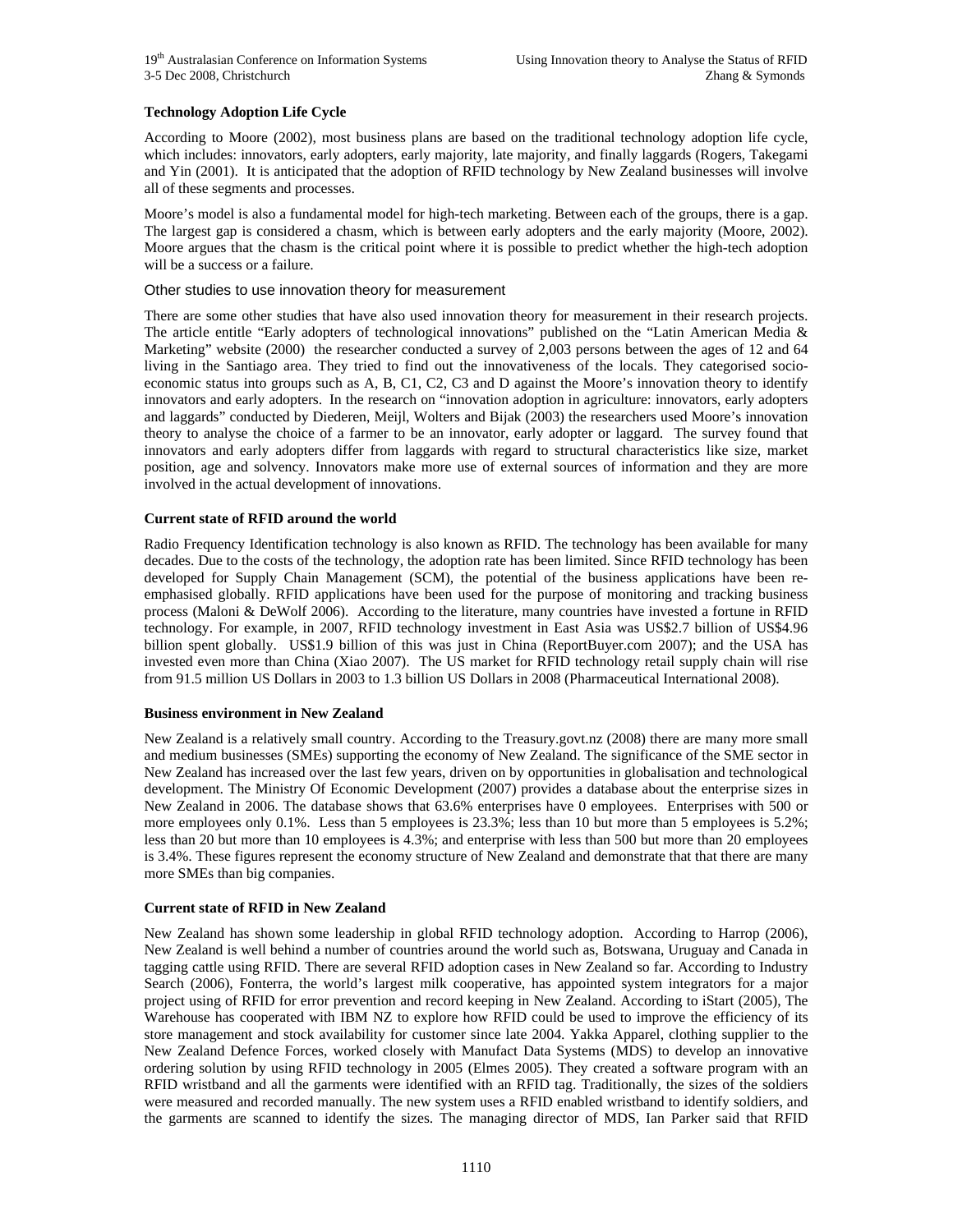**Technology Adoption Life Cycle**

According to Moore (2002), most business plans are based on the traditional technology adoption life cycle, which includes: innovators, early adopters, early majority, late majority, and finally laggards (Rogers, Takegami and Yin (2001). It is anticipated that the adoption of RFID technology by New Zealand businesses will involve all of these segments and processes.

Moore's model is also a fundamental model for high-tech marketing. Between each of the groups, there is a gap. The largest gap is considered a chasm, which is between early adopters and the early majority (Moore, 2002). Moore argues that the chasm is the critical point where it is possible to predict whether the high-tech adoption will be a success or a failure.

Other studies to use innovation theory for measurement

There are some other studies that have also used innovation theory for measurement in their research projects. The article entitle "Early adopters of technological innovations" published on the "Latin American Media & Marketing" website (2000) the researcher conducted a survey of 2,003 persons between the ages of 12 and 64 living in the Santiago area. They tried to find out the innovativeness of the locals. They categorised socio-economic status into groups such as A, B, C1, C2, C3 and D against the Moore's innovation theory to identify innovators and early adopters. In the research on "innovation adoption in agriculture: innovators, early adopters and laggards" conducted by Diederen, Meijl, Wolters and Bijak (2003) the researchers used Moore's innovation theory to analyse the choice of a farmer to be an innovator, early adopter or laggard. The survey found that innovators and early adopters differ from laggards with regard to structural characteristics like size, market position, age and solvency. Innovators make more use of external sources of information and they are more involved in the actual development of innovations.

**Current state of RFID around the world**

Radio Frequency Identification technology is also known as RFID. The technology has been available for many decades. Due to the costs of the technology, the adoption rate has been limited. Since RFID technology has been developed for Supply Chain Management (SCM), the potential of the business applications have been re-emphasised globally. RFID applications have been used for the purpose of monitoring and tracking business process (Maloni & DeWolf 2006). According to the literature, many countries have invested a fortune in RFID technology. For example, in 2007, RFID technology investment in East Asia was US$2.7 billion of US$4.96 billion spent globally. US$1.9 billion of this was just in China (ReportBuyer.com 2007); and the USA has invested even more than China (Xiao 2007). The US market for RFID technology retail supply chain will rise from 91.5 million US Dollars in 2003 to 1.3 billion US Dollars in 2008 (Pharmaceutical International 2008).

**Business environment in New Zealand**

New Zealand is a relatively small country. According to the Treasury.govt.nz (2008) there are many more small and medium businesses (SMEs) supporting the economy of New Zealand. The significance of the SME sector in New Zealand has increased over the last few years, driven on by opportunities in globalisation and technological development. The Ministry Of Economic Development (2007) provides a database about the enterprise sizes in New Zealand in 2006. The database shows that 63.6% enterprises have 0 employees. Enterprises with 500 or more employees only 0.1%. Less than 5 employees is 23.3%; less than 10 but more than 5 employees is 5.2%; less than 20 but more than 10 employees is 4.3%; and enterprise with less than 500 but more than 20 employees is 3.4%. These figures represent the economy structure of New Zealand and demonstrate that that there are many more SMEs than big companies.

**Current state of RFID in New Zealand**

New Zealand has shown some leadership in global RFID technology adoption. According to Harrop (2006), New Zealand is well behind a number of countries around the world such as, Botswana, Uruguay and Canada in tagging cattle using RFID. There are several RFID adoption cases in New Zealand so far. According to Industry Search (2006), Fonterra, the world's largest milk cooperative, has appointed system integrators for a major project using of RFID for error prevention and record keeping in New Zealand. According to iStart (2005), The Warehouse has cooperated with IBM NZ to explore how RFID could be used to improve the efficiency of its store management and stock availability for customer since late 2004. Yakka Apparel, clothing supplier to the New Zealand Defence Forces, worked closely with Manufact Data Systems (MDS) to develop an innovative ordering solution by using RFID technology in 2005 (Elmes 2005). They created a software program with an RFID wristband and all the garments were identified with an RFID tag. Traditionally, the sizes of the soldiers were measured and recorded manually. The new system uses a RFID enabled wristband to identify soldiers, and the garments are scanned to identify the sizes. The managing director of MDS, Ian Parker said that RFID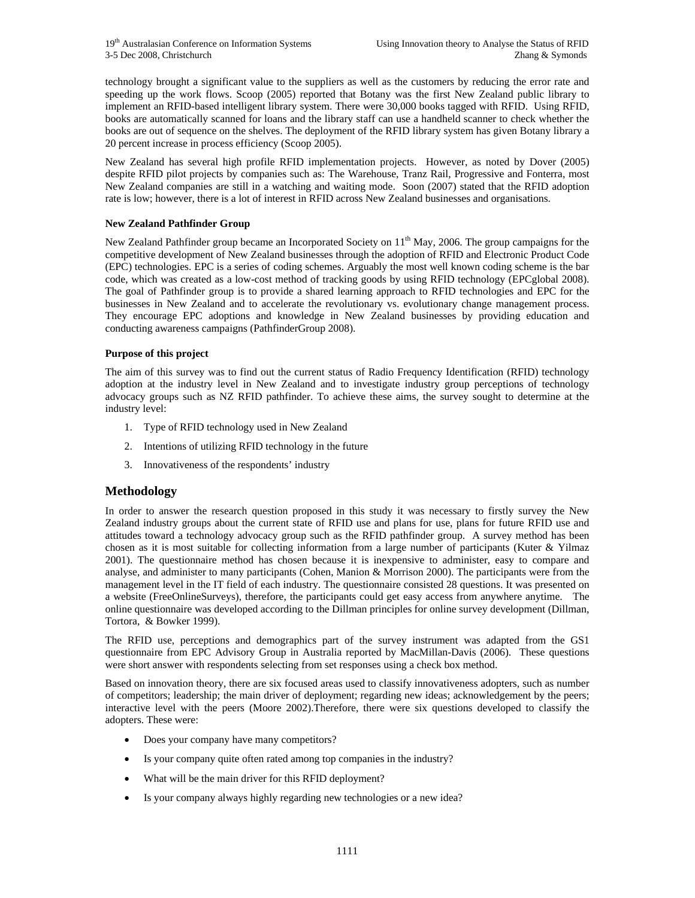technology brought a significant value to the suppliers as well as the customers by reducing the error rate and speeding up the work flows. Scoop (2005) reported that Botany was the first New Zealand public library to implement an RFID-based intelligent library system. There were 30,000 books tagged with RFID. Using RFID, books are automatically scanned for loans and the library staff can use a handheld scanner to check whether the books are out of sequence on the shelves. The deployment of the RFID library system has given Botany library a 20 percent increase in process efficiency (Scoop 2005).

New Zealand has several high profile RFID implementation projects. However, as noted by Dover (2005) despite RFID pilot projects by companies such as: The Warehouse, Tranz Rail, Progressive and Fonterra, most New Zealand companies are still in a watching and waiting mode. Soon (2007) stated that the RFID adoption rate is low; however, there is a lot of interest in RFID across New Zealand businesses and organisations.

### New Zealand Pathfinder Group

New Zealand Pathfinder group became an Incorporated Society on 11th May, 2006. The group campaigns for the competitive development of New Zealand businesses through the adoption of RFID and Electronic Product Code (EPC) technologies. EPC is a series of coding schemes. Arguably the most well known coding scheme is the bar code, which was created as a low-cost method of tracking goods by using RFID technology (EPCglobal 2008). The goal of Pathfinder group is to provide a shared learning approach to RFID technologies and EPC for the businesses in New Zealand and to accelerate the revolutionary vs. evolutionary change management process. They encourage EPC adoptions and knowledge in New Zealand businesses by providing education and conducting awareness campaigns (PathfinderGroup 2008).

### Purpose of this project

The aim of this survey was to find out the current status of Radio Frequency Identification (RFID) technology adoption at the industry level in New Zealand and to investigate industry group perceptions of technology advocacy groups such as NZ RFID pathfinder. To achieve these aims, the survey sought to determine at the industry level:

1. Type of RFID technology used in New Zealand
2. Intentions of utilizing RFID technology in the future
3. Innovativeness of the respondents' industry

## Methodology

In order to answer the research question proposed in this study it was necessary to firstly survey the New Zealand industry groups about the current state of RFID use and plans for use, plans for future RFID use and attitudes toward a technology advocacy group such as the RFID pathfinder group. A survey method has been chosen as it is most suitable for collecting information from a large number of participants (Kuter & Yilmaz 2001). The questionnaire method has chosen because it is inexpensive to administer, easy to compare and analyse, and administer to many participants (Cohen, Manion & Morrison 2000). The participants were from the management level in the IT field of each industry. The questionnaire consisted 28 questions. It was presented on a website (FreeOnlineSurveys), therefore, the participants could get easy access from anywhere anytime. The online questionnaire was developed according to the Dillman principles for online survey development (Dillman, Tortora, & Bowker 1999).

The RFID use, perceptions and demographics part of the survey instrument was adapted from the GS1 questionnaire from EPC Advisory Group in Australia reported by MacMillan-Davis (2006). These questions were short answer with respondents selecting from set responses using a check box method.

Based on innovation theory, there are six focused areas used to classify innovativeness adopters, such as number of competitors; leadership; the main driver of deployment; regarding new ideas; acknowledgement by the peers; interactive level with the peers (Moore 2002).Therefore, there were six questions developed to classify the adopters. These were:

- Does your company have many competitors?
- Is your company quite often rated among top companies in the industry?
- What will be the main driver for this RFID deployment?
- Is your company always highly regarding new technologies or a new idea?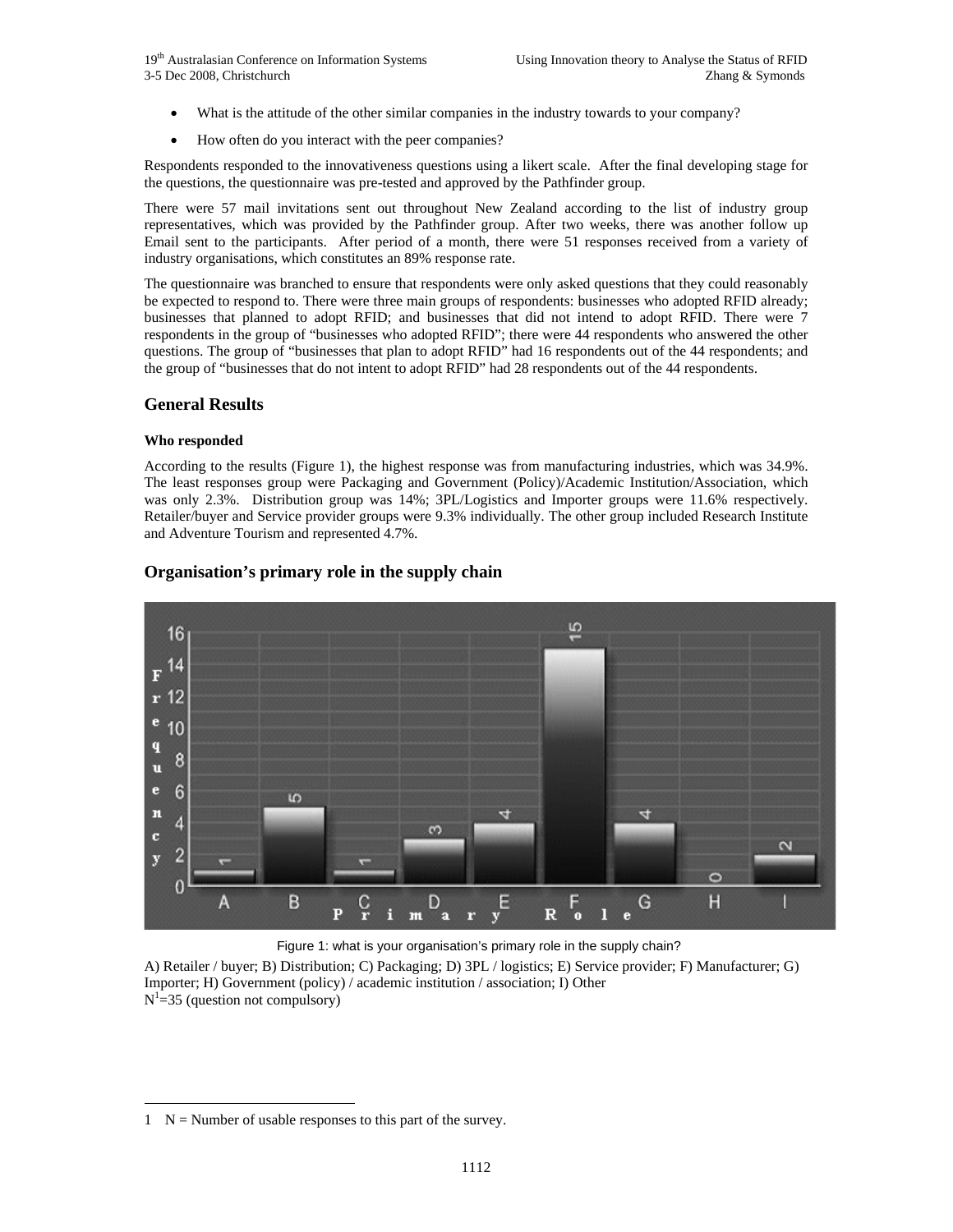- What is the attitude of the other similar companies in the industry towards to your company?
- How often do you interact with the peer companies?

Respondents responded to the innovativeness questions using a likert scale. After the final developing stage for the questions, the questionnaire was pre-tested and approved by the Pathfinder group.

There were 57 mail invitations sent out throughout New Zealand according to the list of industry group representatives, which was provided by the Pathfinder group. After two weeks, there was another follow up Email sent to the participants. After period of a month, there were 51 responses received from a variety of industry organisations, which constitutes an 89% response rate.

The questionnaire was branched to ensure that respondents were only asked questions that they could reasonably be expected to respond to. There were three main groups of respondents: businesses who adopted RFID already; businesses that planned to adopt RFID; and businesses that did not intend to adopt RFID. There were 7 respondents in the group of "businesses who adopted RFID"; there were 44 respondents who answered the other questions. The group of "businesses that plan to adopt RFID" had 16 respondents out of the 44 respondents; and the group of "businesses that do not intent to adopt RFID" had 28 respondents out of the 44 respondents.

## General Results

### Who responded

According to the results (Figure 1), the highest response was from manufacturing industries, which was 34.9%. The least responses group were Packaging and Government (Policy)/Academic Institution/Association, which was only 2.3%. Distribution group was 14%; 3PL/Logistics and Importer groups were 11.6% respectively. Retailer/buyer and Service provider groups were 9.3% individually. The other group included Research Institute and Adventure Tourism and represented 4.7%.

## Organisation's primary role in the supply chain

| Primary Role | A | B | C | D | E | F | G | H | I |
|---|---|---|---|---|---|---|---|---|---|
| Frequency | 1 | 5 | 1 | 3 | 4 | 15 | 4 | 0 | 2 |

Figure 1: what is your organisation's primary role in the supply chain?

A) Retailer / buyer; B) Distribution; C) Packaging; D) 3PL / logistics; E) Service provider; F) Manufacturer; G) Importer; H) Government (policy) / academic institution / association; I) Other
N[1]=35 (question not compulsory)

1 N = Number of usable responses to this part of the survey.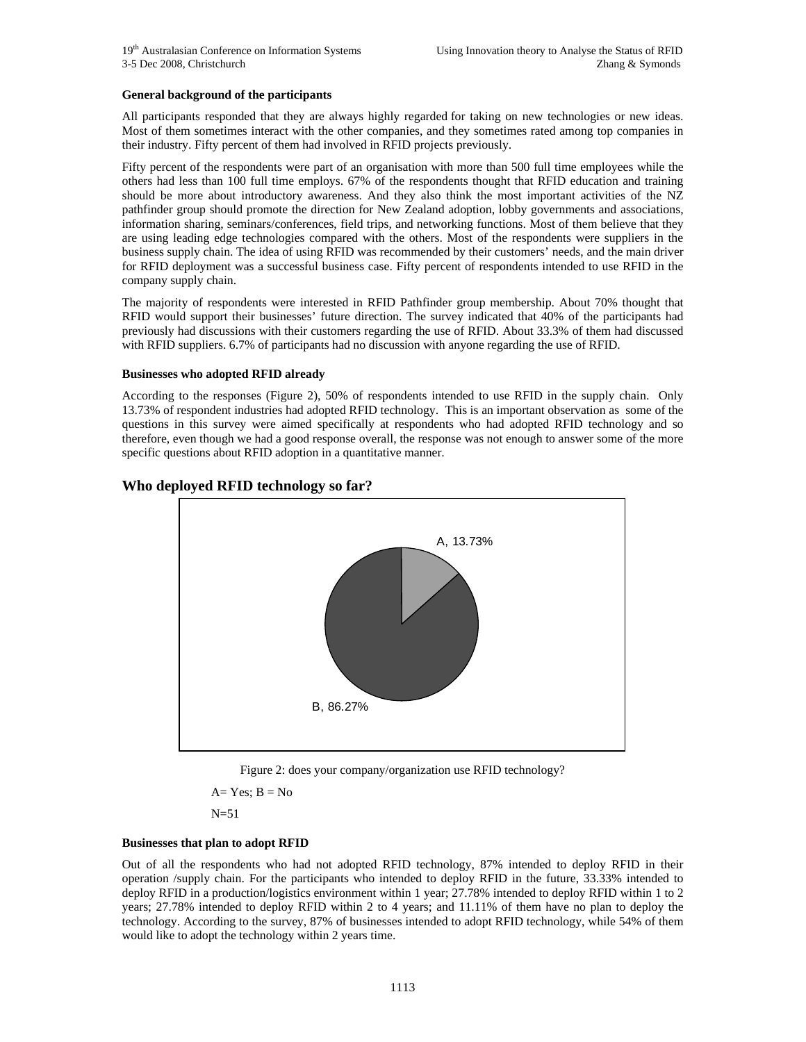**General background of the participants**

All participants responded that they are always highly regarded for taking on new technologies or new ideas. Most of them sometimes interact with the other companies, and they sometimes rated among top companies in their industry. Fifty percent of them had involved in RFID projects previously.

Fifty percent of the respondents were part of an organisation with more than 500 full time employees while the others had less than 100 full time employs. 67% of the respondents thought that RFID education and training should be more about introductory awareness. And they also think the most important activities of the NZ pathfinder group should promote the direction for New Zealand adoption, lobby governments and associations, information sharing, seminars/conferences, field trips, and networking functions. Most of them believe that they are using leading edge technologies compared with the others. Most of the respondents were suppliers in the business supply chain. The idea of using RFID was recommended by their customers' needs, and the main driver for RFID deployment was a successful business case. Fifty percent of respondents intended to use RFID in the company supply chain.

The majority of respondents were interested in RFID Pathfinder group membership. About 70% thought that RFID would support their businesses' future direction. The survey indicated that 40% of the participants had previously had discussions with their customers regarding the use of RFID. About 33.3% of them had discussed with RFID suppliers. 6.7% of participants had no discussion with anyone regarding the use of RFID.

**Businesses who adopted RFID already**

According to the responses (Figure 2), 50% of respondents intended to use RFID in the supply chain. Only 13.73% of respondent industries had adopted RFID technology. This is an important observation as some of the questions in this survey were aimed specifically at respondents who had adopted RFID technology and so therefore, even though we had a good response overall, the response was not enough to answer some of the more specific questions about RFID adoption in a quantitative manner.

## Who deployed RFID technology so far?

A, 13.73%

B, 86.27%

Figure 2: does your company/organization use RFID technology?

A= Yes; B = No

N=51

**Businesses that plan to adopt RFID**

Out of all the respondents who had not adopted RFID technology, 87% intended to deploy RFID in their operation /supply chain. For the participants who intended to deploy RFID in the future, 33.33% intended to deploy RFID in a production/logistics environment within 1 year; 27.78% intended to deploy RFID within 1 to 2 years; 27.78% intended to deploy RFID within 2 to 4 years; and 11.11% of them have no plan to deploy the technology. According to the survey, 87% of businesses intended to adopt RFID technology, while 54% of them would like to adopt the technology within 2 years time.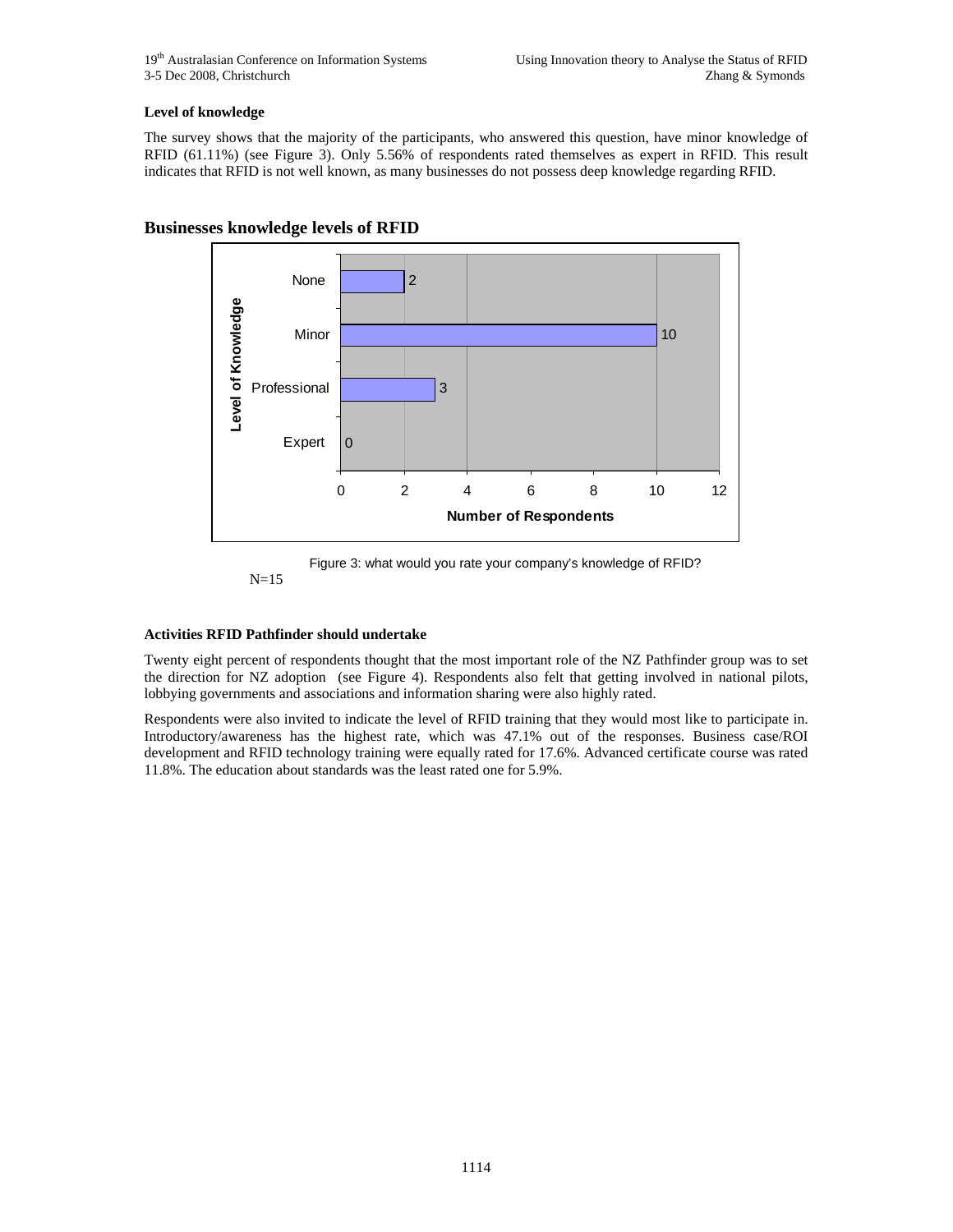**Level of knowledge**

The survey shows that the majority of the participants, who answered this question, have minor knowledge of RFID (61.11%) (see Figure 3). Only 5.56% of respondents rated themselves as expert in RFID. This result indicates that RFID is not well known, as many businesses do not possess deep knowledge regarding RFID.

## Businesses knowledge levels of RFID

| Level of Knowledge | Number of Respondents |
|---|---|
| None | 2 |
| Minor | 10 |
| Professional | 3 |
| Expert | 0 |

Figure 3: what would you rate your company's knowledge of RFID?

N=15

**Activities RFID Pathfinder should undertake**

Twenty eight percent of respondents thought that the most important role of the NZ Pathfinder group was to set the direction for NZ adoption (see Figure 4). Respondents also felt that getting involved in national pilots, lobbying governments and associations and information sharing were also highly rated.

Respondents were also invited to indicate the level of RFID training that they would most like to participate in. Introductory/awareness has the highest rate, which was 47.1% out of the responses. Business case/ROI development and RFID technology training were equally rated for 17.6%. Advanced certificate course was rated 11.8%. The education about standards was the least rated one for 5.9%.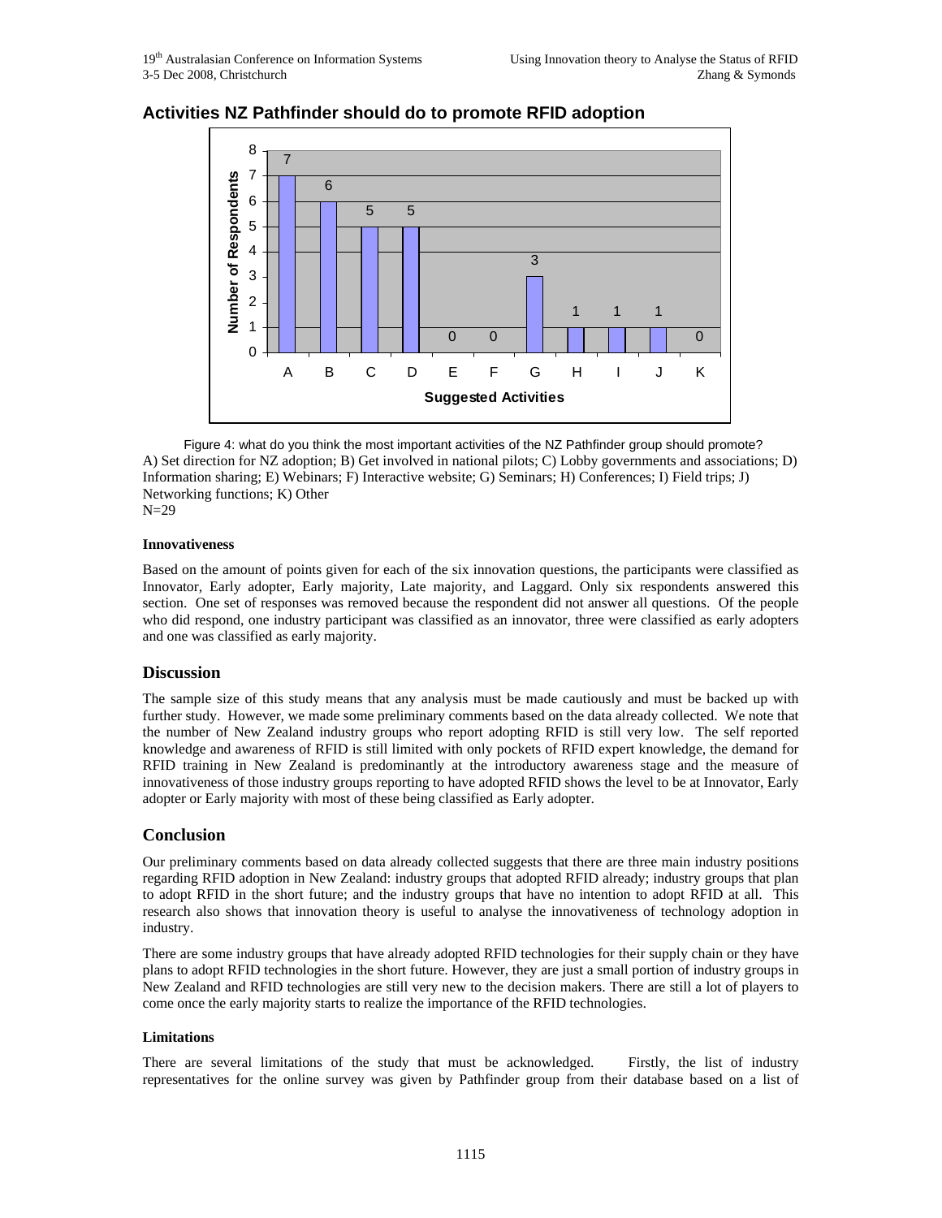**Activities NZ Pathfinder should do to promote RFID adoption**

| Suggested Activities | Number of Respondents |
|---|---|
| A | 7 |
| B | 6 |
| C | 5 |
| D | 5 |
| E | 0 |
| F | 0 |
| G | 3 |
| H | 1 |
| I | 1 |
| J | 1 |
| K | 0 |

Figure 4: what do you think the most important activities of the NZ Pathfinder group should promote? A) Set direction for NZ adoption; B) Get involved in national pilots; C) Lobby governments and associations; D) Information sharing; E) Webinars; F) Interactive website; G) Seminars; H) Conferences; I) Field trips; J) Networking functions; K) Other
N=29

#### Innovativeness

Based on the amount of points given for each of the six innovation questions, the participants were classified as Innovator, Early adopter, Early majority, Late majority, and Laggard. Only six respondents answered this section. One set of responses was removed because the respondent did not answer all questions. Of the people who did respond, one industry participant was classified as an innovator, three were classified as early adopters and one was classified as early majority.

## Discussion

The sample size of this study means that any analysis must be made cautiously and must be backed up with further study. However, we made some preliminary comments based on the data already collected. We note that the number of New Zealand industry groups who report adopting RFID is still very low. The self reported knowledge and awareness of RFID is still limited with only pockets of RFID expert knowledge, the demand for RFID training in New Zealand is predominantly at the introductory awareness stage and the measure of innovativeness of those industry groups reporting to have adopted RFID shows the level to be at Innovator, Early adopter or Early majority with most of these being classified as Early adopter.

## Conclusion

Our preliminary comments based on data already collected suggests that there are three main industry positions regarding RFID adoption in New Zealand: industry groups that adopted RFID already; industry groups that plan to adopt RFID in the short future; and the industry groups that have no intention to adopt RFID at all. This research also shows that innovation theory is useful to analyse the innovativeness of technology adoption in industry.

There are some industry groups that have already adopted RFID technologies for their supply chain or they have plans to adopt RFID technologies in the short future. However, they are just a small portion of industry groups in New Zealand and RFID technologies are still very new to the decision makers. There are still a lot of players to come once the early majority starts to realize the importance of the RFID technologies.

#### Limitations

There are several limitations of the study that must be acknowledged. Firstly, the list of industry representatives for the online survey was given by Pathfinder group from their database based on a list of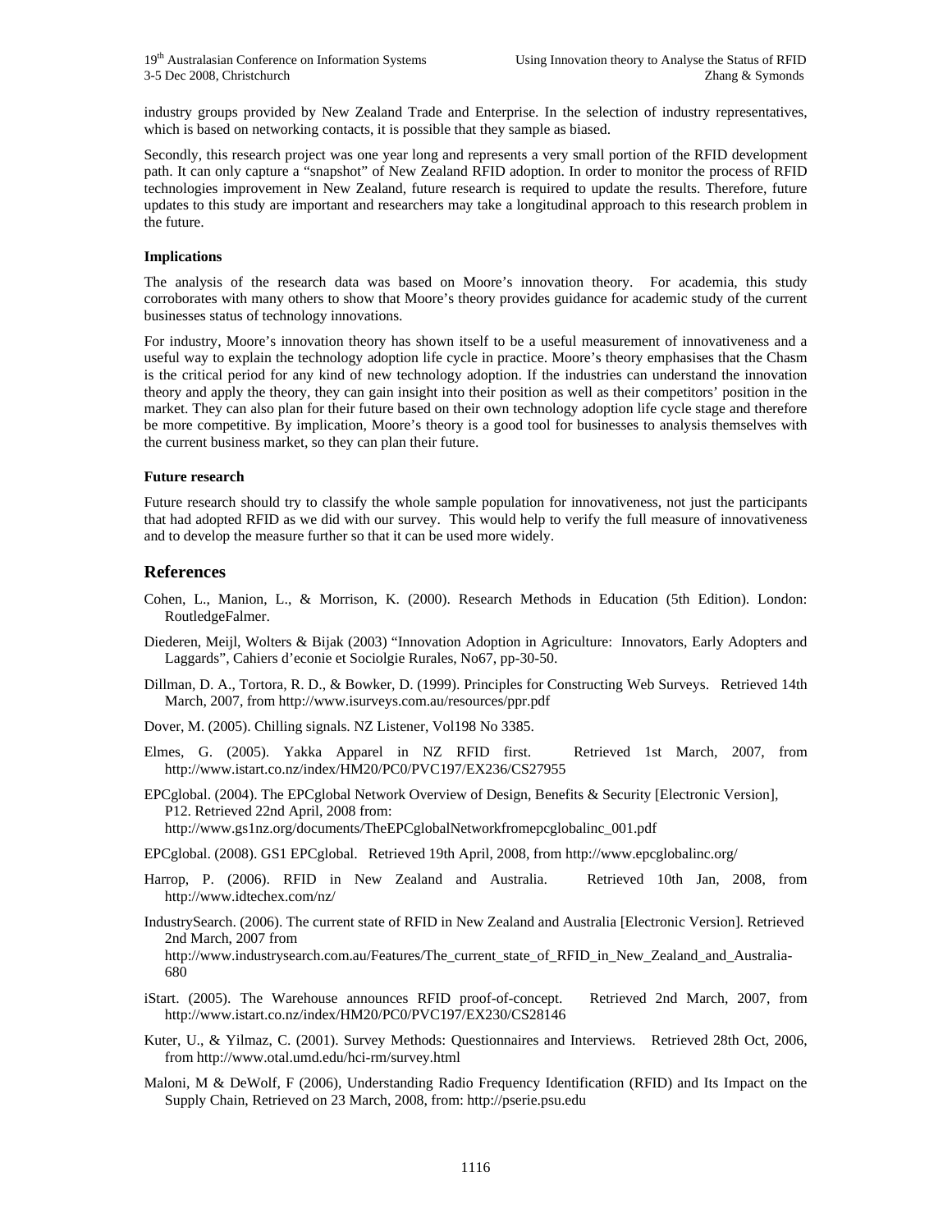industry groups provided by New Zealand Trade and Enterprise. In the selection of industry representatives, which is based on networking contacts, it is possible that they sample as biased.

Secondly, this research project was one year long and represents a very small portion of the RFID development path. It can only capture a "snapshot" of New Zealand RFID adoption. In order to monitor the process of RFID technologies improvement in New Zealand, future research is required to update the results. Therefore, future updates to this study are important and researchers may take a longitudinal approach to this research problem in the future.

**Implications**

The analysis of the research data was based on Moore's innovation theory. For academia, this study corroborates with many others to show that Moore's theory provides guidance for academic study of the current businesses status of technology innovations.

For industry, Moore's innovation theory has shown itself to be a useful measurement of innovativeness and a useful way to explain the technology adoption life cycle in practice. Moore's theory emphasises that the Chasm is the critical period for any kind of new technology adoption. If the industries can understand the innovation theory and apply the theory, they can gain insight into their position as well as their competitors' position in the market. They can also plan for their future based on their own technology adoption life cycle stage and therefore be more competitive. By implication, Moore's theory is a good tool for businesses to analysis themselves with the current business market, so they can plan their future.

**Future research**

Future research should try to classify the whole sample population for innovativeness, not just the participants that had adopted RFID as we did with our survey. This would help to verify the full measure of innovativeness and to develop the measure further so that it can be used more widely.

## References

Cohen, L., Manion, L., & Morrison, K. (2000). Research Methods in Education (5th Edition). London: RoutledgeFalmer.

Diederen, Meijl, Wolters & Bijak (2003) "Innovation Adoption in Agriculture: Innovators, Early Adopters and Laggards", Cahiers d'econie et Sociolgie Rurales, No67, pp-30-50.

Dillman, D. A., Tortora, R. D., & Bowker, D. (1999). Principles for Constructing Web Surveys. Retrieved 14th March, 2007, from http://www.isurveys.com.au/resources/ppr.pdf

Dover, M. (2005). Chilling signals. NZ Listener, Vol198 No 3385.

Elmes, G. (2005). Yakka Apparel in NZ RFID first. Retrieved 1st March, 2007, from http://www.istart.co.nz/index/HM20/PC0/PVC197/EX236/CS27955

EPCglobal. (2004). The EPCglobal Network Overview of Design, Benefits & Security [Electronic Version], P12. Retrieved 22nd April, 2008 from: http://www.gs1nz.org/documents/TheEPCglobalNetworkfromepcglobalinc_001.pdf

EPCglobal. (2008). GS1 EPCglobal. Retrieved 19th April, 2008, from http://www.epcglobalinc.org/

Harrop, P. (2006). RFID in New Zealand and Australia. Retrieved 10th Jan, 2008, from http://www.idtechex.com/nz/

IndustrySearch. (2006). The current state of RFID in New Zealand and Australia [Electronic Version]. Retrieved 2nd March, 2007 from http://www.industrysearch.com.au/Features/The_current_state_of_RFID_in_New_Zealand_and_Australia-680

iStart. (2005). The Warehouse announces RFID proof-of-concept. Retrieved 2nd March, 2007, from http://www.istart.co.nz/index/HM20/PC0/PVC197/EX230/CS28146

Kuter, U., & Yilmaz, C. (2001). Survey Methods: Questionnaires and Interviews. Retrieved 28th Oct, 2006, from http://www.otal.umd.edu/hci-rm/survey.html

Maloni, M & DeWolf, F (2006), Understanding Radio Frequency Identification (RFID) and Its Impact on the Supply Chain, Retrieved on 23 March, 2008, from: http://pserie.psu.edu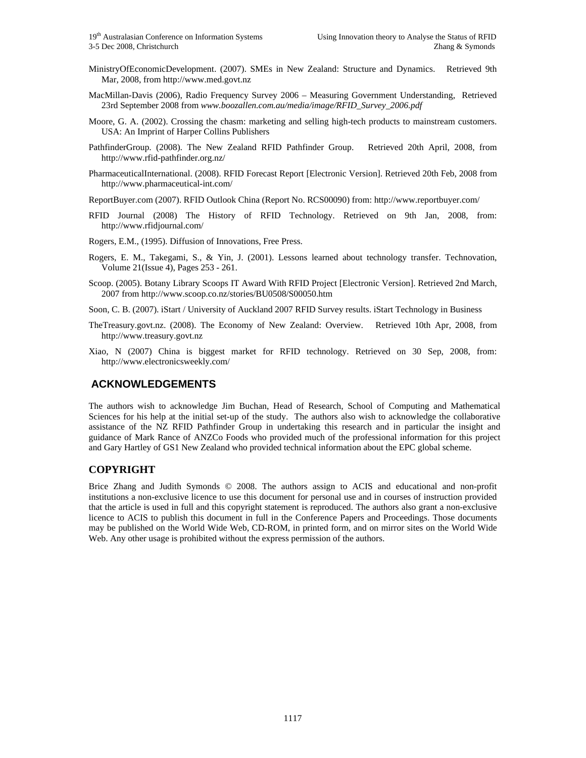MinistryOfEconomicDevelopment. (2007). SMEs in New Zealand: Structure and Dynamics. Retrieved 9th Mar, 2008, from http://www.med.govt.nz

MacMillan-Davis (2006), Radio Frequency Survey 2006 – Measuring Government Understanding, Retrieved 23rd September 2008 from *www.boozallen.com.au/media/image/RFID_Survey_2006.pdf*

Moore, G. A. (2002). Crossing the chasm: marketing and selling high-tech products to mainstream customers. USA: An Imprint of Harper Collins Publishers

PathfinderGroup. (2008). The New Zealand RFID Pathfinder Group. Retrieved 20th April, 2008, from http://www.rfid-pathfinder.org.nz/

PharmaceuticalInternational. (2008). RFID Forecast Report [Electronic Version]. Retrieved 20th Feb, 2008 from http://www.pharmaceutical-int.com/

ReportBuyer.com (2007). RFID Outlook China (Report No. RCS00090) from: http://www.reportbuyer.com/

RFID Journal (2008) The History of RFID Technology. Retrieved on 9th Jan, 2008, from: http://www.rfidjournal.com/

Rogers, E.M., (1995). Diffusion of Innovations, Free Press.

Rogers, E. M., Takegami, S., & Yin, J. (2001). Lessons learned about technology transfer. Technovation, Volume 21(Issue 4), Pages 253 - 261.

Scoop. (2005). Botany Library Scoops IT Award With RFID Project [Electronic Version]. Retrieved 2nd March, 2007 from http://www.scoop.co.nz/stories/BU0508/S00050.htm

Soon, C. B. (2007). iStart / University of Auckland 2007 RFID Survey results. iStart Technology in Business

TheTreasury.govt.nz. (2008). The Economy of New Zealand: Overview. Retrieved 10th Apr, 2008, from http://www.treasury.govt.nz

Xiao, N (2007) China is biggest market for RFID technology. Retrieved on 30 Sep, 2008, from: http://www.electronicsweekly.com/

## ACKNOWLEDGEMENTS

The authors wish to acknowledge Jim Buchan, Head of Research, School of Computing and Mathematical Sciences for his help at the initial set-up of the study. The authors also wish to acknowledge the collaborative assistance of the NZ RFID Pathfinder Group in undertaking this research and in particular the insight and guidance of Mark Rance of ANZCo Foods who provided much of the professional information for this project and Gary Hartley of GS1 New Zealand who provided technical information about the EPC global scheme.

## COPYRIGHT

Brice Zhang and Judith Symonds © 2008. The authors assign to ACIS and educational and non-profit institutions a non-exclusive licence to use this document for personal use and in courses of instruction provided that the article is used in full and this copyright statement is reproduced. The authors also grant a non-exclusive licence to ACIS to publish this document in full in the Conference Papers and Proceedings. Those documents may be published on the World Wide Web, CD-ROM, in printed form, and on mirror sites on the World Wide Web. Any other usage is prohibited without the express permission of the authors.